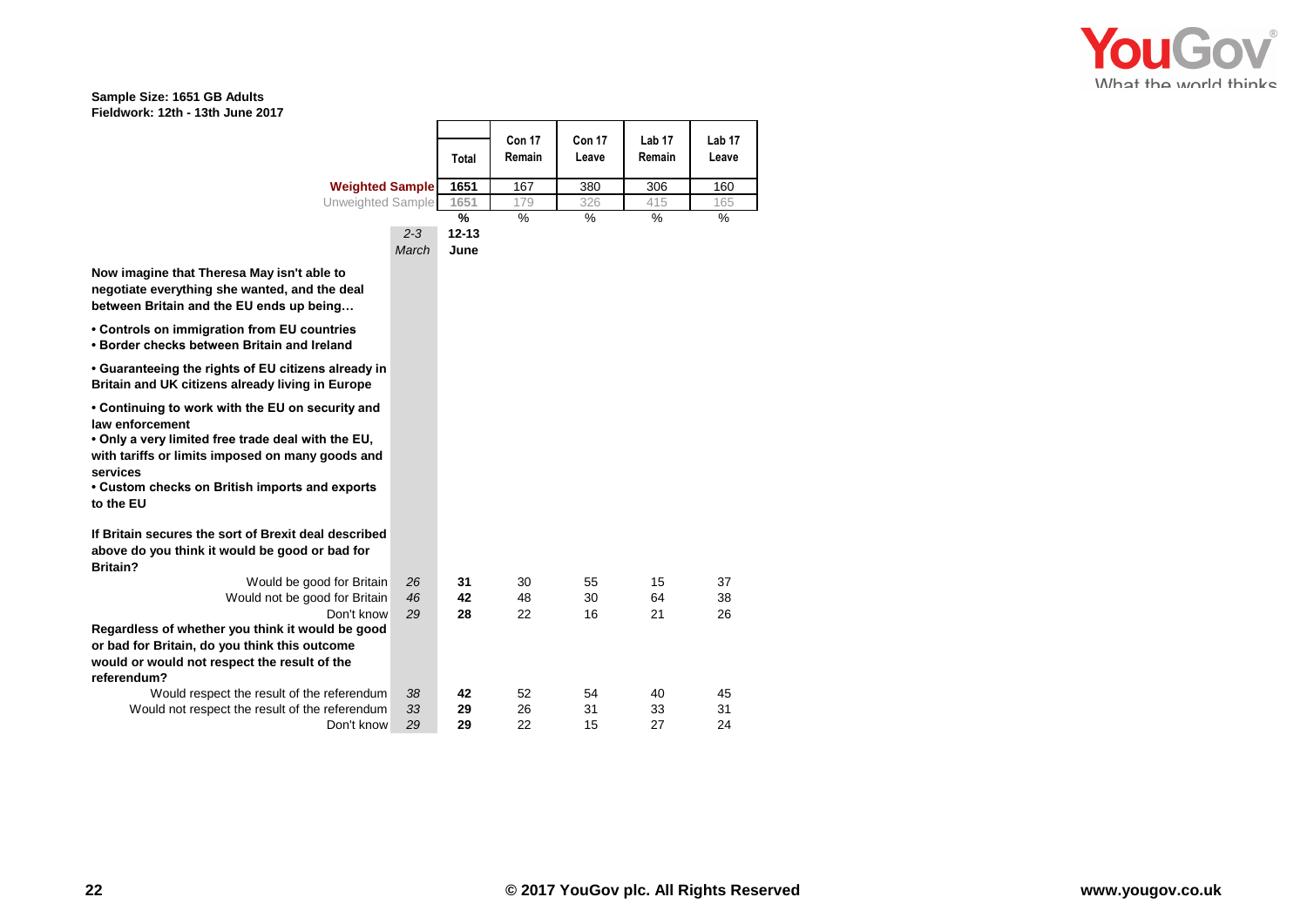Sample Size: 1651 GB Adults
Fieldwork: 12th - 13th June 2017

| | 2-3 March | Total 12-13 June | Con 17 Remain | Con 17 Leave | Lab 17 Remain | Lab 17 Leave |
|---|---|---|---|---|---|---|
| Weighted Sample | | 1651 | 167 | 380 | 306 | 160 |
| Unweighted Sample | | 1651 | 179 | 326 | 415 | 165 |
| | | % | % | % | % | % |
| **Now imagine that Theresa May isn't able to negotiate everything she wanted, and the deal between Britain and the EU ends up being…** | | | | | | |
| **• Controls on immigration from EU countries** | | | | | | |
| **• Border checks between Britain and Ireland** | | | | | | |
| **• Guaranteeing the rights of EU citizens already in Britain and UK citizens already living in Europe** | | | | | | |
| **• Continuing to work with the EU on security and law enforcement** | | | | | | |
| **• Only a very limited free trade deal with the EU, with tariffs or limits imposed on many goods and services** | | | | | | |
| **• Custom checks on British imports and exports to the EU** | | | | | | |
| **If Britain secures the sort of Brexit deal described above do you think it would be good or bad for Britain?** | | | | | | |
| Would be good for Britain | 26 | 31 | 30 | 55 | 15 | 37 |
| Would not be good for Britain | 46 | 42 | 48 | 30 | 64 | 38 |
| Don't know | 29 | 28 | 22 | 16 | 21 | 26 |
| **Regardless of whether you think it would be good or bad for Britain, do you think this outcome would or would not respect the result of the referendum?** | | | | | | |
| Would respect the result of the referendum | 38 | 42 | 52 | 54 | 40 | 45 |
| Would not respect the result of the referendum | 33 | 29 | 26 | 31 | 33 | 31 |
| Don't know | 29 | 29 | 22 | 15 | 27 | 24 |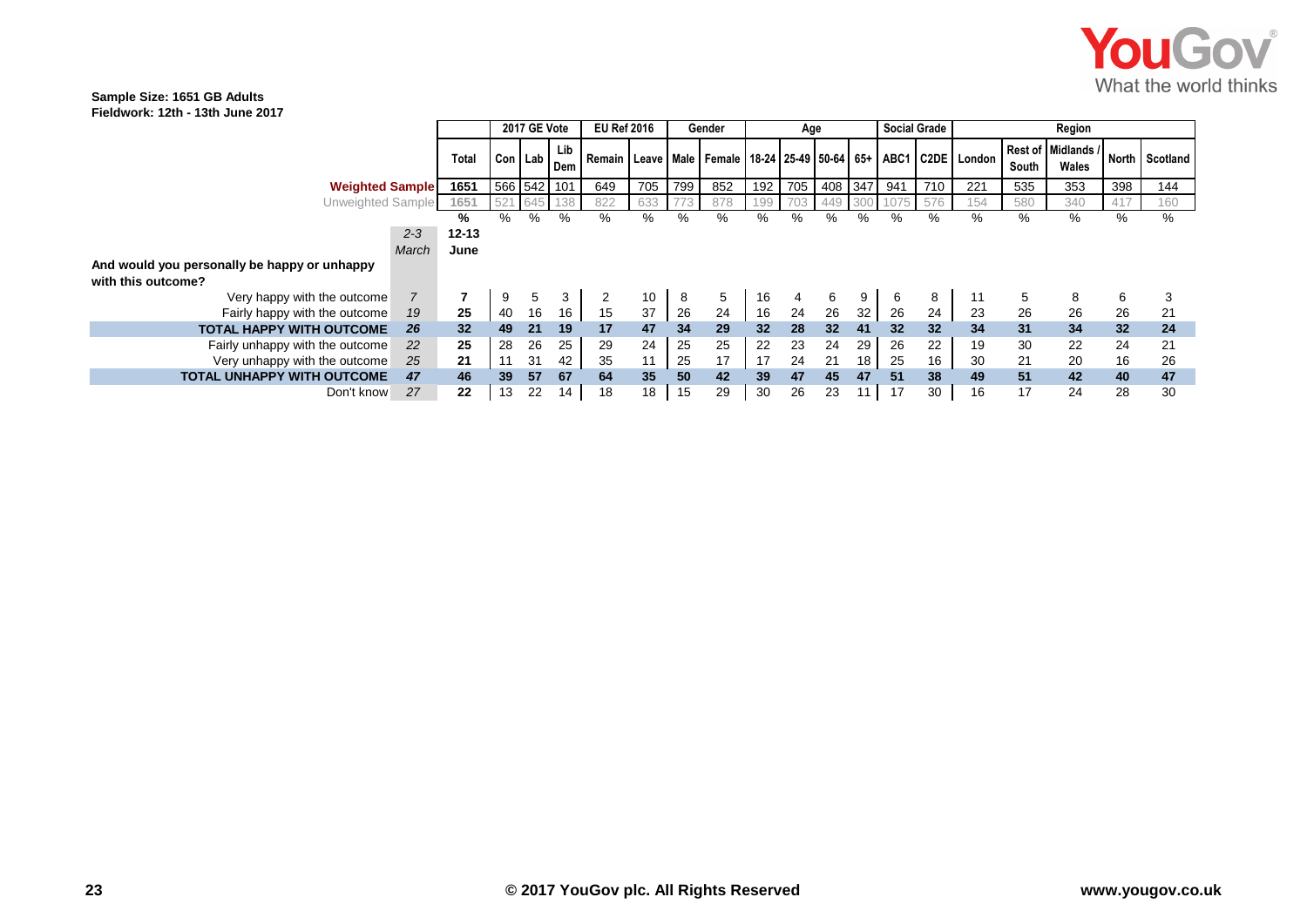Sample Size: 1651 GB Adults
Fieldwork: 12th - 13th June 2017

| | | | 2017 GE Vote | | | EU Ref 2016 | | Gender | | Age | | | | Social Grade | | Region | | | | |
|---|---|---|---|---|---|---|---|---|---|---|---|---|---|---|---|---|---|---|---|---|
| | | Total | Con | Lab | Lib Dem | Remain | Leave | Male | Female | 18-24 | 25-49 | 50-64 | 65+ | ABC1 | C2DE | London | Rest of South | Midlands / Wales | North | Scotland |
| **Weighted Sample** | | 1651 | 566 | 542 | 101 | 649 | 705 | 799 | 852 | 192 | 705 | 408 | 347 | 941 | 710 | 221 | 535 | 353 | 398 | 144 |
| Unweighted Sample | | 1651 | 521 | 645 | 138 | 822 | 633 | 773 | 878 | 199 | 703 | 449 | 300 | 1075 | 576 | 154 | 580 | 340 | 417 | 160 |
| | *2-3 March* | 12-13 June | % | % | % | % | % | % | % | % | % | % | % | % | % | % | % | % | % | % |
| **And would you personally be happy or unhappy with this outcome?** | | | | | | | | | | | | | | | | | | | | |
| Very happy with the outcome | *7* | 7 | 9 | 5 | 3 | 2 | 10 | 8 | 5 | 16 | 4 | 6 | 9 | 6 | 8 | 11 | 5 | 8 | 6 | 3 |
| Fairly happy with the outcome | *19* | 25 | 40 | 16 | 16 | 15 | 37 | 26 | 24 | 16 | 24 | 26 | 32 | 26 | 24 | 23 | 26 | 26 | 26 | 21 |
| **TOTAL HAPPY WITH OUTCOME** | *26* | **32** | **49** | **21** | **19** | **17** | **47** | **34** | **29** | **32** | **28** | **32** | **41** | **32** | **32** | **34** | **31** | **34** | **32** | **24** |
| Fairly unhappy with the outcome | *22* | 25 | 28 | 26 | 25 | 29 | 24 | 25 | 25 | 22 | 23 | 24 | 29 | 26 | 22 | 19 | 30 | 22 | 24 | 21 |
| Very unhappy with the outcome | *25* | 21 | 11 | 31 | 42 | 35 | 11 | 25 | 17 | 17 | 24 | 21 | 18 | 25 | 16 | 30 | 21 | 20 | 16 | 26 |
| **TOTAL UNHAPPY WITH OUTCOME** | *47* | **46** | **39** | **57** | **67** | **64** | **35** | **50** | **42** | **39** | **47** | **45** | **47** | **51** | **38** | **49** | **51** | **42** | **40** | **47** |
| Don't know | *27* | 22 | 13 | 22 | 14 | 18 | 18 | 15 | 29 | 30 | 26 | 23 | 11 | 17 | 30 | 16 | 17 | 24 | 28 | 30 |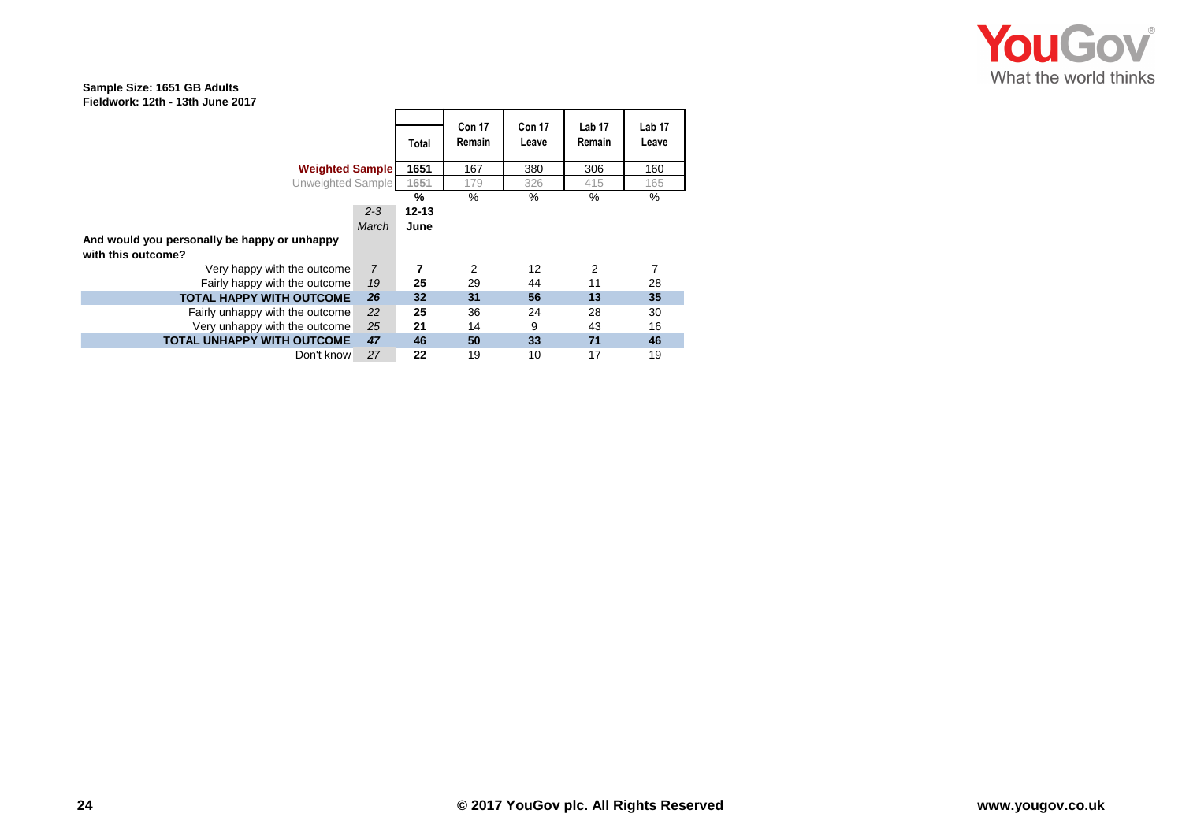Sample Size: 1651 GB Adults
Fieldwork: 12th - 13th June 2017

| | | Total | Con 17 Remain | Con 17 Leave | Lab 17 Remain | Lab 17 Leave |
|---|---|---|---|---|---|---|
| **Weighted Sample** | | **1651** | 167 | 380 | 306 | 160 |
| Unweighted Sample | | 1651 | 179 | 326 | 415 | 165 |
| | | **%** | % | % | % | % |
| | *2-3 March* | **12-13 June** | | | | |
| **And would you personally be happy or unhappy with this outcome?** | | | | | | |
| Very happy with the outcome | *7* | **7** | 2 | 12 | 2 | 7 |
| Fairly happy with the outcome | *19* | **25** | 29 | 44 | 11 | 28 |
| **TOTAL HAPPY WITH OUTCOME** | ***26*** | **32** | **31** | **56** | **13** | **35** |
| Fairly unhappy with the outcome | *22* | **25** | 36 | 24 | 28 | 30 |
| Very unhappy with the outcome | *25* | **21** | 14 | 9 | 43 | 16 |
| **TOTAL UNHAPPY WITH OUTCOME** | ***47*** | **46** | **50** | **33** | **71** | **46** |
| Don't know | *27* | **22** | 19 | 10 | 17 | 19 |